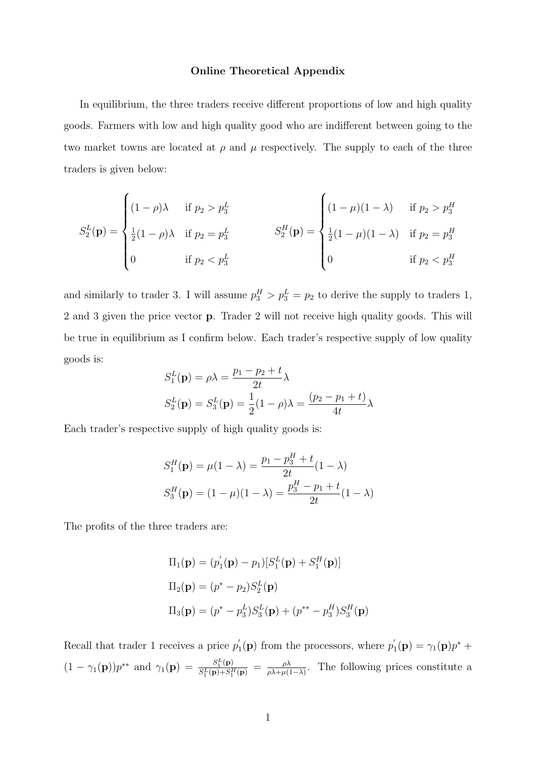**Online Theoretical Appendix**

In equilibrium, the three traders receive different proportions of low and high quality goods. Farmers with low and high quality good who are indifferent between going to the two market towns are located at $\rho$ and $\mu$ respectively. The supply to each of the three traders is given below:

$$
S_2^L(\mathbf{p}) = \begin{cases} (1-\rho)\lambda & \text{if } p_2 > p_3^L \\ \frac{1}{2}(1-\rho)\lambda & \text{if } p_2 = p_3^L \\ 0 & \text{if } p_2 < p_3^L \end{cases} \qquad S_2^H(\mathbf{p}) = \begin{cases} (1-\mu)(1-\lambda) & \text{if } p_2 > p_3^H \\ \frac{1}{2}(1-\mu)(1-\lambda) & \text{if } p_2 = p_3^H \\ 0 & \text{if } p_2 < p_3^H \end{cases}
$$

and similarly to trader 3. I will assume $p_3^H > p_3^L = p_2$ to derive the supply to traders 1, 2 and 3 given the price vector $\mathbf{p}$. Trader 2 will not receive high quality goods. This will be true in equilibrium as I confirm below. Each trader's respective supply of low quality goods is:

$$
S_1^L(\mathbf{p}) = \rho\lambda = \frac{p_1 - p_2 + t}{2t}\lambda
$$

$$
S_2^L(\mathbf{p}) = S_3^L(\mathbf{p}) = \frac{1}{2}(1-\rho)\lambda = \frac{(p_2 - p_1 + t)}{4t}\lambda
$$

Each trader's respective supply of high quality goods is:

$$
S_1^H(\mathbf{p}) = \mu(1-\lambda) = \frac{p_1 - p_3^H + t}{2t}(1-\lambda)
$$

$$
S_3^H(\mathbf{p}) = (1-\mu)(1-\lambda) = \frac{p_3^H - p_1 + t}{2t}(1-\lambda)
$$

The profits of the three traders are:

$$
\Pi_1(\mathbf{p}) = (p_1^{'}(\mathbf{p}) - p_1)[S_1^L(\mathbf{p}) + S_1^H(\mathbf{p})]
$$

$$
\Pi_2(\mathbf{p}) = (p^* - p_2)S_2^L(\mathbf{p})
$$

$$
\Pi_3(\mathbf{p}) = (p^* - p_3^L)S_3^L(\mathbf{p}) + (p^{**} - p_3^H)S_3^H(\mathbf{p})
$$

Recall that trader 1 receives a price $p_1^{'}(\mathbf{p})$ from the processors, where $p_1^{'}(\mathbf{p}) = \gamma_1(\mathbf{p})p^* + (1-\gamma_1(\mathbf{p}))p^{**}$ and $\gamma_1(\mathbf{p}) = \frac{S_1^L(\mathbf{p})}{S_1^L(\mathbf{p}) + S_1^H(\mathbf{p})} = \frac{\rho\lambda}{\rho\lambda + \mu(1-\lambda)}$. The following prices constitute a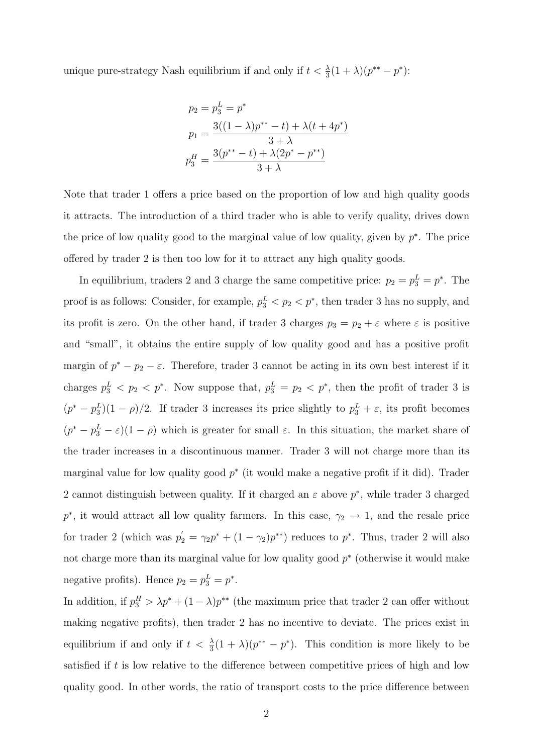unique pure-strategy Nash equilibrium if and only if $t < \frac{\lambda}{3}(1+\lambda)(p^{**} - p^*)$:

$$
\begin{aligned}
p_2 &= p_3^L = p^* \\
p_1 &= \frac{3((1-\lambda)p^{**} - t) + \lambda(t + 4p^*)}{3+\lambda} \\
p_3^H &= \frac{3(p^{**} - t) + \lambda(2p^* - p^{**})}{3+\lambda}
\end{aligned}
$$

Note that trader 1 offers a price based on the proportion of low and high quality goods it attracts. The introduction of a third trader who is able to verify quality, drives down the price of low quality good to the marginal value of low quality, given by $p^*$. The price offered by trader 2 is then too low for it to attract any high quality goods.

In equilibrium, traders 2 and 3 charge the same competitive price: $p_2 = p_3^L = p^*$. The proof is as follows: Consider, for example, $p_3^L < p_2 < p^*$, then trader 3 has no supply, and its profit is zero. On the other hand, if trader 3 charges $p_3 = p_2 + \varepsilon$ where $\varepsilon$ is positive and "small", it obtains the entire supply of low quality good and has a positive profit margin of $p^* - p_2 - \varepsilon$. Therefore, trader 3 cannot be acting in its own best interest if it charges $p_3^L < p_2 < p^*$. Now suppose that, $p_3^L = p_2 < p^*$, then the profit of trader 3 is $(p^* - p_3^L)(1-\rho)/2$. If trader 3 increases its price slightly to $p_3^L + \varepsilon$, its profit becomes $(p^* - p_3^L - \varepsilon)(1-\rho)$ which is greater for small $\varepsilon$. In this situation, the market share of the trader increases in a discontinuous manner. Trader 3 will not charge more than its marginal value for low quality good $p^*$ (it would make a negative profit if it did). Trader 2 cannot distinguish between quality. If it charged an $\varepsilon$ above $p^*$, while trader 3 charged $p^*$, it would attract all low quality farmers. In this case, $\gamma_2 \to 1$, and the resale price for trader 2 (which was $p_2' = \gamma_2 p^* + (1-\gamma_2)p^{**}$) reduces to $p^*$. Thus, trader 2 will also not charge more than its marginal value for low quality good $p^*$ (otherwise it would make negative profits). Hence $p_2 = p_3^L = p^*$.

In addition, if $p_3^H > \lambda p^* + (1-\lambda)p^{**}$ (the maximum price that trader 2 can offer without making negative profits), then trader 2 has no incentive to deviate. The prices exist in equilibrium if and only if $t < \frac{\lambda}{3}(1+\lambda)(p^{**} - p^*)$. This condition is more likely to be satisfied if $t$ is low relative to the difference between competitive prices of high and low quality good. In other words, the ratio of transport costs to the price difference between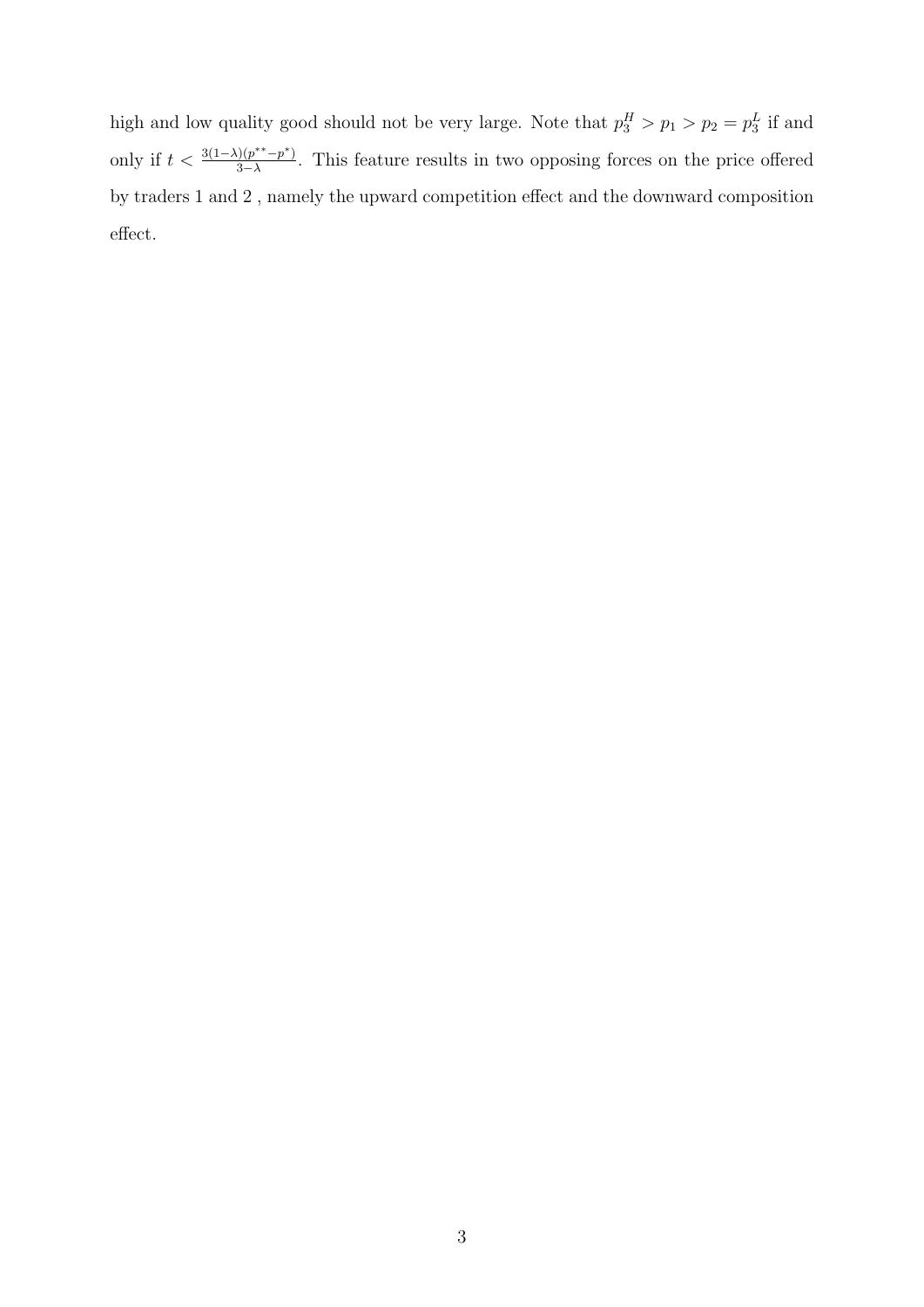high and low quality good should not be very large. Note that $p_3^H > p_1 > p_2 = p_3^L$ if and only if $t < \frac{3(1-\lambda)(p^{**}-p^{*})}{3-\lambda}$. This feature results in two opposing forces on the price offered by traders 1 and 2 , namely the upward competition effect and the downward composition effect.